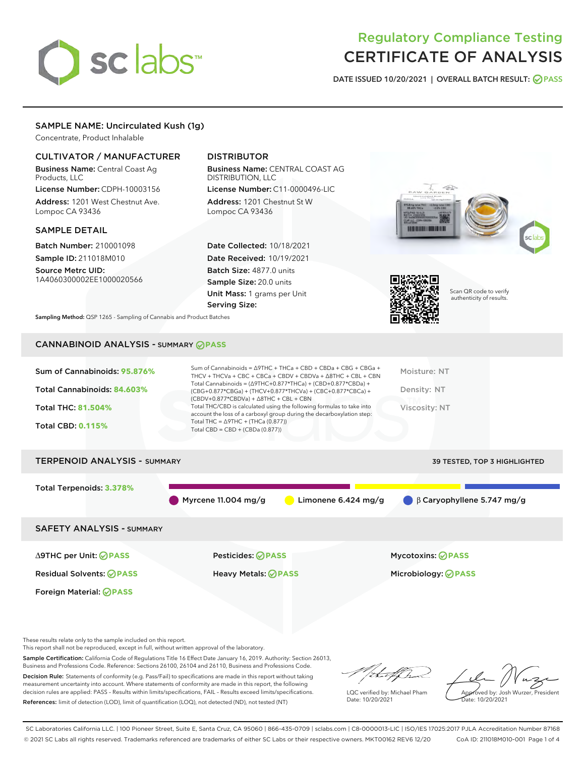# Regulatory Compliance Testing
# CERTIFICATE OF ANALYSIS

DATE ISSUED 10/20/2021 | OVERALL BATCH RESULT: PASS

## SAMPLE NAME: Uncirculated Kush (1g)

Concentrate, Product Inhalable

### CULTIVATOR / MANUFACTURER

**Business Name:** Central Coast Ag Products, LLC

**License Number:** CDPH-10003156

**Address:** 1201 West Chestnut Ave. Lompoc CA 93436

### DISTRIBUTOR

**Business Name:** CENTRAL COAST AG DISTRIBUTION, LLC

**License Number:** C11-0000496-LIC

**Address:** 1201 Chestnut St W Lompoc CA 93436

### SAMPLE DETAIL

**Batch Number:** 210001098

**Sample ID:** 211018M010

**Source Metrc UID:** 1A4060300002EE1000020566

**Date Collected:** 10/18/2021

**Date Received:** 10/19/2021

**Batch Size:** 4877.0 units

**Sample Size:** 20.0 units

**Unit Mass:** 1 grams per Unit

**Serving Size:**

Scan QR code to verify authenticity of results.

**Sampling Method:** QSP 1265 - Sampling of Cannabis and Product Batches

## CANNABINOID ANALYSIS - SUMMARY PASS

Sum of Cannabinoids: **95.876%**

Total Cannabinoids: **84.603%**

Total THC: **81.504%**

Total CBD: **0.115%**

Sum of Cannabinoids = Δ9THC + THCa + CBD + CBDa + CBG + CBGa + THCV + THCVa + CBC + CBCa + CBDV + CBDVa + Δ8THC + CBL + CBN

Total Cannabinoids = (Δ9THC+0.877*THCa) + (CBD+0.877*CBDa) + (CBG+0.877*CBGa) + (THCV+0.877*THCVa) + (CBC+0.877*CBCa) + (CBDV+0.877*CBDVa) + Δ8THC + CBL + CBN

Total THC/CBD is calculated using the following formulas to take into account the loss of a carboxyl group during the decarboxylation step:

Total THC = Δ9THC + (THCa (0.877))

Total CBD = CBD + (CBDa (0.877))

Moisture: NT

Density: NT

Viscosity: NT

## TERPENOID ANALYSIS - SUMMARY

39 TESTED, TOP 3 HIGHLIGHTED

Total Terpenoids: **3.378%**

Myrcene 11.004 mg/g | Limonene 6.424 mg/g | β Caryophyllene 5.747 mg/g

## SAFETY ANALYSIS - SUMMARY

| | | |
|---|---|---|
| Δ9THC per Unit: PASS | Pesticides: PASS | Mycotoxins: PASS |
| Residual Solvents: PASS | Heavy Metals: PASS | Microbiology: PASS |
| Foreign Material: PASS | | |

These results relate only to the sample included on this report.

This report shall not be reproduced, except in full, without written approval of the laboratory.

**Sample Certification:** California Code of Regulations Title 16 Effect Date January 16, 2019. Authority: Section 26013, Business and Professions Code. Reference: Sections 26100, 26104 and 26110, Business and Professions Code.

**Decision Rule:** Statements of conformity (e.g. Pass/Fail) to specifications are made in this report without taking measurement uncertainty into account. Where statements of conformity are made in this report, the following decision rules are applied: PASS – Results within limits/specifications, FAIL – Results exceed limits/specifications.

**References:** limit of detection (LOD), limit of quantification (LOQ), not detected (ND), not tested (NT)

LQC verified by: Michael Pham
Date: 10/20/2021

Approved by: Josh Wurzer, President
Date: 10/20/2021

SC Laboratories California LLC. | 100 Pioneer Street, Suite E, Santa Cruz, CA 95060 | 866-435-0709 | sclabs.com | C8-0000013-LIC | ISO/IES 17025:2017 PJLA Accreditation Number 87168

© 2021 SC Labs all rights reserved. Trademarks referenced are trademarks of either SC Labs or their respective owners. MKT00162 REV6 12/20 CoA ID: 211018M010-001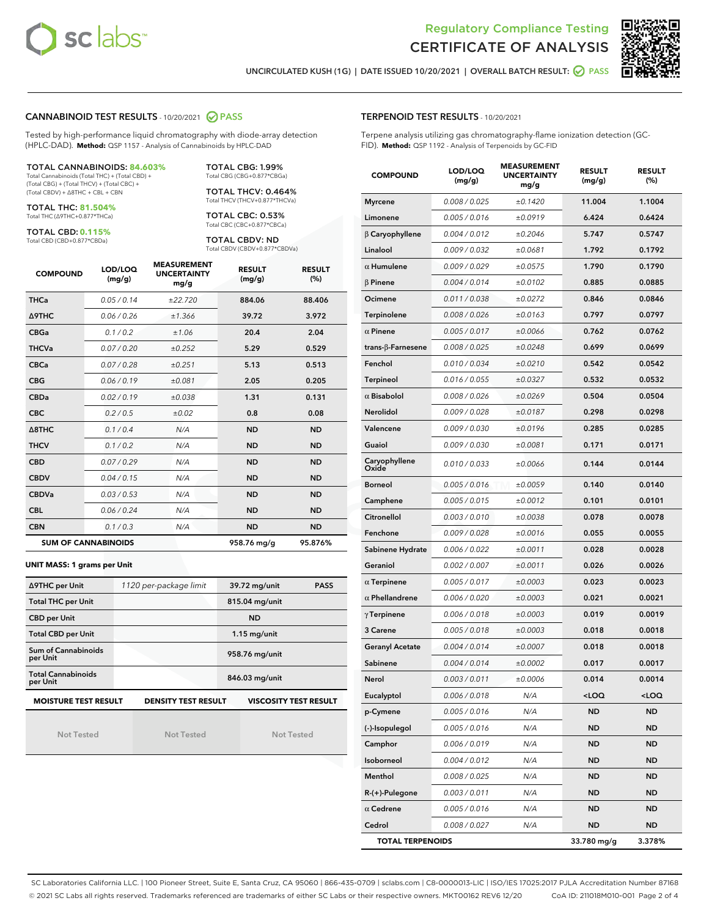# Regulatory Compliance Testing
# CERTIFICATE OF ANALYSIS

UNCIRCULATED KUSH (1G) | DATE ISSUED 10/20/2021 | OVERALL BATCH RESULT: PASS

## CANNABINOID TEST RESULTS - 10/20/2021 PASS

Tested by high-performance liquid chromatography with diode-array detection (HPLC-DAD). **Method:** QSP 1157 - Analysis of Cannabinoids by HPLC-DAD

**TOTAL CANNABINOIDS: 84.603%**
Total Cannabinoids (Total THC) + (Total CBD) + (Total CBG) + (Total THCV) + (Total CBC) + (Total CBDV) + Δ8THC + CBL + CBN

**TOTAL THC: 81.504%**
Total THC (Δ9THC+0.877*THCa)

**TOTAL CBD: 0.115%**
Total CBD (CBD+0.877*CBDa)

**TOTAL CBG: 1.99%**
Total CBG (CBG+0.877*CBGa)

**TOTAL THCV: 0.464%**
Total THCV (THCV+0.877*THCVa)

**TOTAL CBC: 0.53%**
Total CBC (CBC+0.877*CBCa)

**TOTAL CBDV: ND**
Total CBDV (CBDV+0.877*CBDVa)

| COMPOUND | LOD/LOQ (mg/g) | MEASUREMENT UNCERTAINTY mg/g | RESULT (mg/g) | RESULT (%) |
|---|---|---|---|---|
| THCa | 0.05 / 0.14 | ±22.720 | 884.06 | 88.406 |
| Δ9THC | 0.06 / 0.26 | ±1.366 | 39.72 | 3.972 |
| CBGa | 0.1 / 0.2 | ±1.06 | 20.4 | 2.04 |
| THCVa | 0.07 / 0.20 | ±0.252 | 5.29 | 0.529 |
| CBCa | 0.07 / 0.28 | ±0.251 | 5.13 | 0.513 |
| CBG | 0.06 / 0.19 | ±0.081 | 2.05 | 0.205 |
| CBDa | 0.02 / 0.19 | ±0.038 | 1.31 | 0.131 |
| CBC | 0.2 / 0.5 | ±0.02 | 0.8 | 0.08 |
| Δ8THC | 0.1 / 0.4 | N/A | ND | ND |
| THCV | 0.1 / 0.2 | N/A | ND | ND |
| CBD | 0.07 / 0.29 | N/A | ND | ND |
| CBDV | 0.04 / 0.15 | N/A | ND | ND |
| CBDVa | 0.03 / 0.53 | N/A | ND | ND |
| CBL | 0.06 / 0.24 | N/A | ND | ND |
| CBN | 0.1 / 0.3 | N/A | ND | ND |
| **SUM OF CANNABINOIDS** | | | **958.76 mg/g** | **95.876%** |

### UNIT MASS: 1 grams per Unit

| | | | |
|---|---|---|---|
| Δ9THC per Unit | 1120 per-package limit | 39.72 mg/unit | PASS |
| Total THC per Unit | | 815.04 mg/unit | |
| CBD per Unit | | ND | |
| Total CBD per Unit | | 1.15 mg/unit | |
| Sum of Cannabinoids per Unit | | 958.76 mg/unit | |
| Total Cannabinoids per Unit | | 846.03 mg/unit | |

| MOISTURE TEST RESULT | DENSITY TEST RESULT | VISCOSITY TEST RESULT |
|---|---|---|
| Not Tested | Not Tested | Not Tested |

## TERPENOID TEST RESULTS - 10/20/2021

Terpene analysis utilizing gas chromatography-flame ionization detection (GC-FID). **Method:** QSP 1192 - Analysis of Terpenoids by GC-FID

| COMPOUND | LOD/LOQ (mg/g) | MEASUREMENT UNCERTAINTY mg/g | RESULT (mg/g) | RESULT (%) |
|---|---|---|---|---|
| Myrcene | 0.008 / 0.025 | ±0.1420 | 11.004 | 1.1004 |
| Limonene | 0.005 / 0.016 | ±0.0919 | 6.424 | 0.6424 |
| β Caryophyllene | 0.004 / 0.012 | ±0.2046 | 5.747 | 0.5747 |
| Linalool | 0.009 / 0.032 | ±0.0681 | 1.792 | 0.1792 |
| α Humulene | 0.009 / 0.029 | ±0.0575 | 1.790 | 0.1790 |
| β Pinene | 0.004 / 0.014 | ±0.0102 | 0.885 | 0.0885 |
| Ocimene | 0.011 / 0.038 | ±0.0272 | 0.846 | 0.0846 |
| Terpinolene | 0.008 / 0.026 | ±0.0163 | 0.797 | 0.0797 |
| α Pinene | 0.005 / 0.017 | ±0.0066 | 0.762 | 0.0762 |
| trans-β-Farnesene | 0.008 / 0.025 | ±0.0248 | 0.699 | 0.0699 |
| Fenchol | 0.010 / 0.034 | ±0.0210 | 0.542 | 0.0542 |
| Terpineol | 0.016 / 0.055 | ±0.0327 | 0.532 | 0.0532 |
| α Bisabolol | 0.008 / 0.026 | ±0.0269 | 0.504 | 0.0504 |
| Nerolidol | 0.009 / 0.028 | ±0.0187 | 0.298 | 0.0298 |
| Valencene | 0.009 / 0.030 | ±0.0196 | 0.285 | 0.0285 |
| Guaiol | 0.009 / 0.030 | ±0.0081 | 0.171 | 0.0171 |
| Caryophyllene Oxide | 0.010 / 0.033 | ±0.0066 | 0.144 | 0.0144 |
| Borneol | 0.005 / 0.016 | ±0.0059 | 0.140 | 0.0140 |
| Camphene | 0.005 / 0.015 | ±0.0012 | 0.101 | 0.0101 |
| Citronellol | 0.003 / 0.010 | ±0.0038 | 0.078 | 0.0078 |
| Fenchone | 0.009 / 0.028 | ±0.0016 | 0.055 | 0.0055 |
| Sabinene Hydrate | 0.006 / 0.022 | ±0.0011 | 0.028 | 0.0028 |
| Geraniol | 0.002 / 0.007 | ±0.0011 | 0.026 | 0.0026 |
| α Terpinene | 0.005 / 0.017 | ±0.0003 | 0.023 | 0.0023 |
| α Phellandrene | 0.006 / 0.020 | ±0.0003 | 0.021 | 0.0021 |
| γ Terpinene | 0.006 / 0.018 | ±0.0003 | 0.019 | 0.0019 |
| 3 Carene | 0.005 / 0.018 | ±0.0003 | 0.018 | 0.0018 |
| Geranyl Acetate | 0.004 / 0.014 | ±0.0007 | 0.018 | 0.0018 |
| Sabinene | 0.004 / 0.014 | ±0.0002 | 0.017 | 0.0017 |
| Nerol | 0.003 / 0.011 | ±0.0006 | 0.014 | 0.0014 |
| Eucalyptol | 0.006 / 0.018 | N/A | <LOQ | <LOQ |
| p-Cymene | 0.005 / 0.016 | N/A | ND | ND |
| (-)-Isopulegol | 0.005 / 0.016 | N/A | ND | ND |
| Camphor | 0.006 / 0.019 | N/A | ND | ND |
| Isoborneol | 0.004 / 0.012 | N/A | ND | ND |
| Menthol | 0.008 / 0.025 | N/A | ND | ND |
| R-(+)-Pulegone | 0.003 / 0.011 | N/A | ND | ND |
| α Cedrene | 0.005 / 0.016 | N/A | ND | ND |
| Cedrol | 0.008 / 0.027 | N/A | ND | ND |
| **TOTAL TERPENOIDS** | | | **33.780 mg/g** | **3.378%** |

SC Laboratories California LLC. | 100 Pioneer Street, Suite E, Santa Cruz, CA 95060 | 866-435-0709 | sclabs.com | C8-0000013-LIC | ISO/IES 17025:2017 PJLA Accreditation Number 87168
© 2021 SC Labs all rights reserved. Trademarks referenced are trademarks of either SC Labs or their respective owners. MKT00162 REV6 12/20 CoA ID: 211018M010-001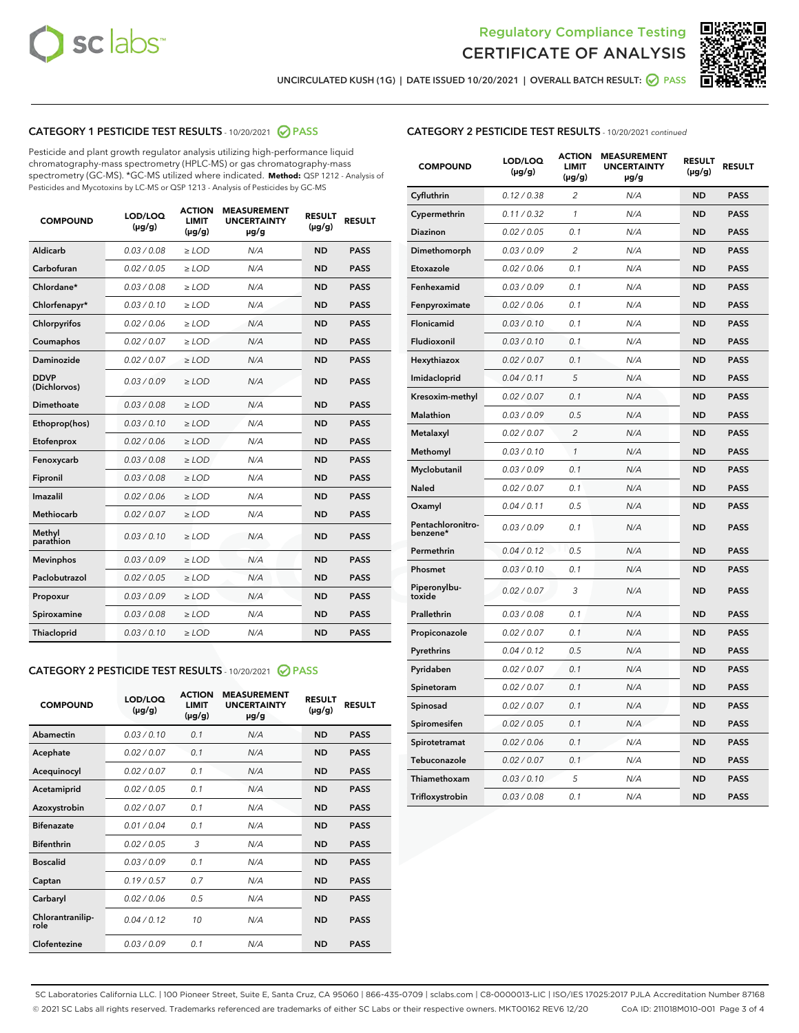UNCIRCULATED KUSH (1G) | DATE ISSUED 10/20/2021 | OVERALL BATCH RESULT: PASS

## CATEGORY 1 PESTICIDE TEST RESULTS - 10/20/2021 PASS

Pesticide and plant growth regulator analysis utilizing high-performance liquid chromatography-mass spectrometry (HPLC-MS) or gas chromatography-mass spectrometry (GC-MS). *GC-MS utilized where indicated. **Method:** QSP 1212 - Analysis of Pesticides and Mycotoxins by LC-MS or QSP 1213 - Analysis of Pesticides by GC-MS

| COMPOUND | LOD/LOQ (µg/g) | ACTION LIMIT (µg/g) | MEASUREMENT UNCERTAINTY µg/g | RESULT (µg/g) | RESULT |
|---|---|---|---|---|---|
| Aldicarb | 0.03 / 0.08 | ≥ LOD | N/A | ND | PASS |
| Carbofuran | 0.02 / 0.05 | ≥ LOD | N/A | ND | PASS |
| Chlordane* | 0.03 / 0.08 | ≥ LOD | N/A | ND | PASS |
| Chlorfenapyr* | 0.03 / 0.10 | ≥ LOD | N/A | ND | PASS |
| Chlorpyrifos | 0.02 / 0.06 | ≥ LOD | N/A | ND | PASS |
| Coumaphos | 0.02 / 0.07 | ≥ LOD | N/A | ND | PASS |
| Daminozide | 0.02 / 0.07 | ≥ LOD | N/A | ND | PASS |
| DDVP (Dichlorvos) | 0.03 / 0.09 | ≥ LOD | N/A | ND | PASS |
| Dimethoate | 0.03 / 0.08 | ≥ LOD | N/A | ND | PASS |
| Ethoprop(hos) | 0.03 / 0.10 | ≥ LOD | N/A | ND | PASS |
| Etofenprox | 0.02 / 0.06 | ≥ LOD | N/A | ND | PASS |
| Fenoxycarb | 0.03 / 0.08 | ≥ LOD | N/A | ND | PASS |
| Fipronil | 0.03 / 0.08 | ≥ LOD | N/A | ND | PASS |
| Imazalil | 0.02 / 0.06 | ≥ LOD | N/A | ND | PASS |
| Methiocarb | 0.02 / 0.07 | ≥ LOD | N/A | ND | PASS |
| Methyl parathion | 0.03 / 0.10 | ≥ LOD | N/A | ND | PASS |
| Mevinphos | 0.03 / 0.09 | ≥ LOD | N/A | ND | PASS |
| Paclobutrazol | 0.02 / 0.05 | ≥ LOD | N/A | ND | PASS |
| Propoxur | 0.03 / 0.09 | ≥ LOD | N/A | ND | PASS |
| Spiroxamine | 0.03 / 0.08 | ≥ LOD | N/A | ND | PASS |
| Thiacloprid | 0.03 / 0.10 | ≥ LOD | N/A | ND | PASS |

## CATEGORY 2 PESTICIDE TEST RESULTS - 10/20/2021 PASS

| COMPOUND | LOD/LOQ (µg/g) | ACTION LIMIT (µg/g) | MEASUREMENT UNCERTAINTY µg/g | RESULT (µg/g) | RESULT |
|---|---|---|---|---|---|
| Abamectin | 0.03 / 0.10 | 0.1 | N/A | ND | PASS |
| Acephate | 0.02 / 0.07 | 0.1 | N/A | ND | PASS |
| Acequinocyl | 0.02 / 0.07 | 0.1 | N/A | ND | PASS |
| Acetamiprid | 0.02 / 0.05 | 0.1 | N/A | ND | PASS |
| Azoxystrobin | 0.02 / 0.07 | 0.1 | N/A | ND | PASS |
| Bifenazate | 0.01 / 0.04 | 0.1 | N/A | ND | PASS |
| Bifenthrin | 0.02 / 0.05 | 3 | N/A | ND | PASS |
| Boscalid | 0.03 / 0.09 | 0.1 | N/A | ND | PASS |
| Captan | 0.19 / 0.57 | 0.7 | N/A | ND | PASS |
| Carbaryl | 0.02 / 0.06 | 0.5 | N/A | ND | PASS |
| Chlorantraniliprole | 0.04 / 0.12 | 10 | N/A | ND | PASS |
| Clofentezine | 0.03 / 0.09 | 0.1 | N/A | ND | PASS |
| Cyfluthrin | 0.12 / 0.38 | 2 | N/A | ND | PASS |
| Cypermethrin | 0.11 / 0.32 | 1 | N/A | ND | PASS |
| Diazinon | 0.02 / 0.05 | 0.1 | N/A | ND | PASS |
| Dimethomorph | 0.03 / 0.09 | 2 | N/A | ND | PASS |
| Etoxazole | 0.02 / 0.06 | 0.1 | N/A | ND | PASS |
| Fenhexamid | 0.03 / 0.09 | 0.1 | N/A | ND | PASS |
| Fenpyroximate | 0.02 / 0.06 | 0.1 | N/A | ND | PASS |
| Flonicamid | 0.03 / 0.10 | 0.1 | N/A | ND | PASS |
| Fludioxonil | 0.03 / 0.10 | 0.1 | N/A | ND | PASS |
| Hexythiazox | 0.02 / 0.07 | 0.1 | N/A | ND | PASS |
| Imidacloprid | 0.04 / 0.11 | 5 | N/A | ND | PASS |
| Kresoxim-methyl | 0.02 / 0.07 | 0.1 | N/A | ND | PASS |
| Malathion | 0.03 / 0.09 | 0.5 | N/A | ND | PASS |
| Metalaxyl | 0.02 / 0.07 | 2 | N/A | ND | PASS |
| Methomyl | 0.03 / 0.10 | 1 | N/A | ND | PASS |
| Myclobutanil | 0.03 / 0.09 | 0.1 | N/A | ND | PASS |
| Naled | 0.02 / 0.07 | 0.1 | N/A | ND | PASS |
| Oxamyl | 0.04 / 0.11 | 0.5 | N/A | ND | PASS |
| Pentachloronitrobenzene* | 0.03 / 0.09 | 0.1 | N/A | ND | PASS |
| Permethrin | 0.04 / 0.12 | 0.5 | N/A | ND | PASS |
| Phosmet | 0.03 / 0.10 | 0.1 | N/A | ND | PASS |
| Piperonylbutoxide | 0.02 / 0.07 | 3 | N/A | ND | PASS |
| Prallethrin | 0.03 / 0.08 | 0.1 | N/A | ND | PASS |
| Propiconazole | 0.02 / 0.07 | 0.1 | N/A | ND | PASS |
| Pyrethrins | 0.04 / 0.12 | 0.5 | N/A | ND | PASS |
| Pyridaben | 0.02 / 0.07 | 0.1 | N/A | ND | PASS |
| Spinetoram | 0.02 / 0.07 | 0.1 | N/A | ND | PASS |
| Spinosad | 0.02 / 0.07 | 0.1 | N/A | ND | PASS |
| Spiromesifen | 0.02 / 0.05 | 0.1 | N/A | ND | PASS |
| Spirotetramat | 0.02 / 0.06 | 0.1 | N/A | ND | PASS |
| Tebuconazole | 0.02 / 0.07 | 0.1 | N/A | ND | PASS |
| Thiamethoxam | 0.03 / 0.10 | 5 | N/A | ND | PASS |
| Trifloxystrobin | 0.03 / 0.08 | 0.1 | N/A | ND | PASS |

SC Laboratories California LLC. | 100 Pioneer Street, Suite E, Santa Cruz, CA 95060 | 866-435-0709 | sclabs.com | C8-0000013-LIC | ISO/IES 17025:2017 PJLA Accreditation Number 87168
© 2021 SC Labs all rights reserved. Trademarks referenced are trademarks of either SC Labs or their respective owners. MKT00162 REV6 12/20 CoA ID: 211018M010-001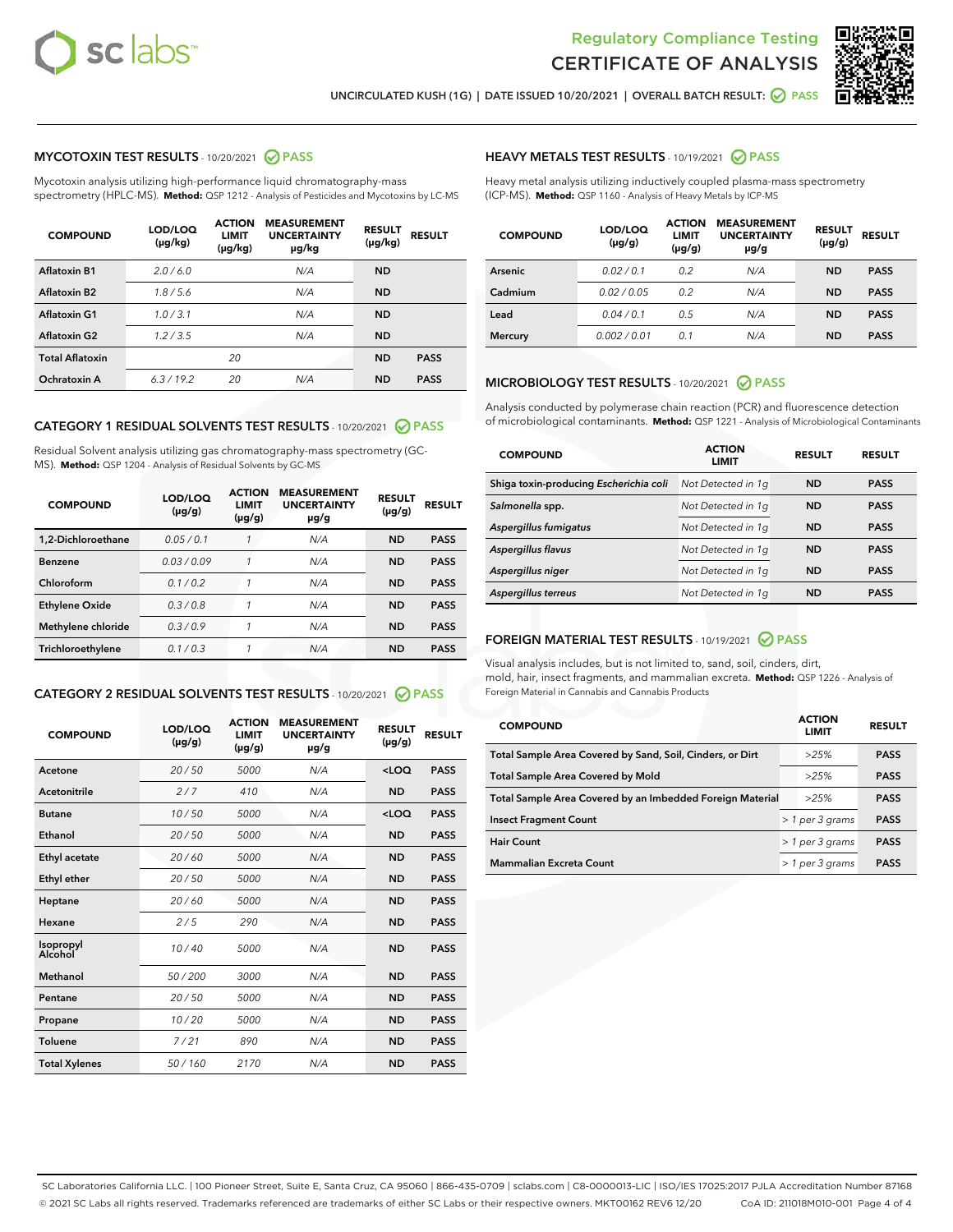Regulatory Compliance Testing

# CERTIFICATE OF ANALYSIS

UNCIRCULATED KUSH (1G) | DATE ISSUED 10/20/2021 | OVERALL BATCH RESULT: PASS

## MYCOTOXIN TEST RESULTS - 10/20/2021 PASS

Mycotoxin analysis utilizing high-performance liquid chromatography-mass spectrometry (HPLC-MS). **Method:** QSP 1212 - Analysis of Pesticides and Mycotoxins by LC-MS

| COMPOUND | LOD/LOQ (µg/kg) | ACTION LIMIT (µg/kg) | MEASUREMENT UNCERTAINTY µg/kg | RESULT (µg/kg) | RESULT |
|---|---|---|---|---|---|
| Aflatoxin B1 | 2.0 / 6.0 | | N/A | ND | |
| Aflatoxin B2 | 1.8 / 5.6 | | N/A | ND | |
| Aflatoxin G1 | 1.0 / 3.1 | | N/A | ND | |
| Aflatoxin G2 | 1.2 / 3.5 | | N/A | ND | |
| Total Aflatoxin | | 20 | | ND | PASS |
| Ochratoxin A | 6.3 / 19.2 | 20 | N/A | ND | PASS |

## CATEGORY 1 RESIDUAL SOLVENTS TEST RESULTS - 10/20/2021 PASS

Residual Solvent analysis utilizing gas chromatography-mass spectrometry (GC-MS). **Method:** QSP 1204 - Analysis of Residual Solvents by GC-MS

| COMPOUND | LOD/LOQ (µg/g) | ACTION LIMIT (µg/g) | MEASUREMENT UNCERTAINTY µg/g | RESULT (µg/g) | RESULT |
|---|---|---|---|---|---|
| 1,2-Dichloroethane | 0.05 / 0.1 | 1 | N/A | ND | PASS |
| Benzene | 0.03 / 0.09 | 1 | N/A | ND | PASS |
| Chloroform | 0.1 / 0.2 | 1 | N/A | ND | PASS |
| Ethylene Oxide | 0.3 / 0.8 | 1 | N/A | ND | PASS |
| Methylene chloride | 0.3 / 0.9 | 1 | N/A | ND | PASS |
| Trichloroethylene | 0.1 / 0.3 | 1 | N/A | ND | PASS |

## CATEGORY 2 RESIDUAL SOLVENTS TEST RESULTS - 10/20/2021 PASS

| COMPOUND | LOD/LOQ (µg/g) | ACTION LIMIT (µg/g) | MEASUREMENT UNCERTAINTY µg/g | RESULT (µg/g) | RESULT |
|---|---|---|---|---|---|
| Acetone | 20 / 50 | 5000 | N/A | <LOQ | PASS |
| Acetonitrile | 2 / 7 | 410 | N/A | ND | PASS |
| Butane | 10 / 50 | 5000 | N/A | <LOQ | PASS |
| Ethanol | 20 / 50 | 5000 | N/A | ND | PASS |
| Ethyl acetate | 20 / 60 | 5000 | N/A | ND | PASS |
| Ethyl ether | 20 / 50 | 5000 | N/A | ND | PASS |
| Heptane | 20 / 60 | 5000 | N/A | ND | PASS |
| Hexane | 2 / 5 | 290 | N/A | ND | PASS |
| Isopropyl Alcohol | 10 / 40 | 5000 | N/A | ND | PASS |
| Methanol | 50 / 200 | 3000 | N/A | ND | PASS |
| Pentane | 20 / 50 | 5000 | N/A | ND | PASS |
| Propane | 10 / 20 | 5000 | N/A | ND | PASS |
| Toluene | 7 / 21 | 890 | N/A | ND | PASS |
| Total Xylenes | 50 / 160 | 2170 | N/A | ND | PASS |

## HEAVY METALS TEST RESULTS - 10/19/2021 PASS

Heavy metal analysis utilizing inductively coupled plasma-mass spectrometry (ICP-MS). **Method:** QSP 1160 - Analysis of Heavy Metals by ICP-MS

| COMPOUND | LOD/LOQ (µg/g) | ACTION LIMIT (µg/g) | MEASUREMENT UNCERTAINTY µg/g | RESULT (µg/g) | RESULT |
|---|---|---|---|---|---|
| Arsenic | 0.02 / 0.1 | 0.2 | N/A | ND | PASS |
| Cadmium | 0.02 / 0.05 | 0.2 | N/A | ND | PASS |
| Lead | 0.04 / 0.1 | 0.5 | N/A | ND | PASS |
| Mercury | 0.002 / 0.01 | 0.1 | N/A | ND | PASS |

## MICROBIOLOGY TEST RESULTS - 10/20/2021 PASS

Analysis conducted by polymerase chain reaction (PCR) and fluorescence detection of microbiological contaminants. **Method:** QSP 1221 - Analysis of Microbiological Contaminants

| COMPOUND | ACTION LIMIT | RESULT | RESULT |
|---|---|---|---|
| Shiga toxin-producing *Escherichia coli* | Not Detected in 1g | ND | PASS |
| *Salmonella* spp. | Not Detected in 1g | ND | PASS |
| *Aspergillus fumigatus* | Not Detected in 1g | ND | PASS |
| *Aspergillus flavus* | Not Detected in 1g | ND | PASS |
| *Aspergillus niger* | Not Detected in 1g | ND | PASS |
| *Aspergillus terreus* | Not Detected in 1g | ND | PASS |

## FOREIGN MATERIAL TEST RESULTS - 10/19/2021 PASS

Visual analysis includes, but is not limited to, sand, soil, cinders, dirt, mold, hair, insect fragments, and mammalian excreta. **Method:** QSP 1226 - Analysis of Foreign Material in Cannabis and Cannabis Products

| COMPOUND | ACTION LIMIT | RESULT |
|---|---|---|
| Total Sample Area Covered by Sand, Soil, Cinders, or Dirt | >25% | PASS |
| Total Sample Area Covered by Mold | >25% | PASS |
| Total Sample Area Covered by an Imbedded Foreign Material | >25% | PASS |
| Insect Fragment Count | > 1 per 3 grams | PASS |
| Hair Count | > 1 per 3 grams | PASS |
| Mammalian Excreta Count | > 1 per 3 grams | PASS |

SC Laboratories California LLC. | 100 Pioneer Street, Suite E, Santa Cruz, CA 95060 | 866-435-0709 | sclabs.com | C8-0000013-LIC | ISO/IES 17025:2017 PJLA Accreditation Number 87168
© 2021 SC Labs all rights reserved. Trademarks referenced are trademarks of either SC Labs or their respective owners. MKT00162 REV6 12/20 CoA ID: 211018M010-001